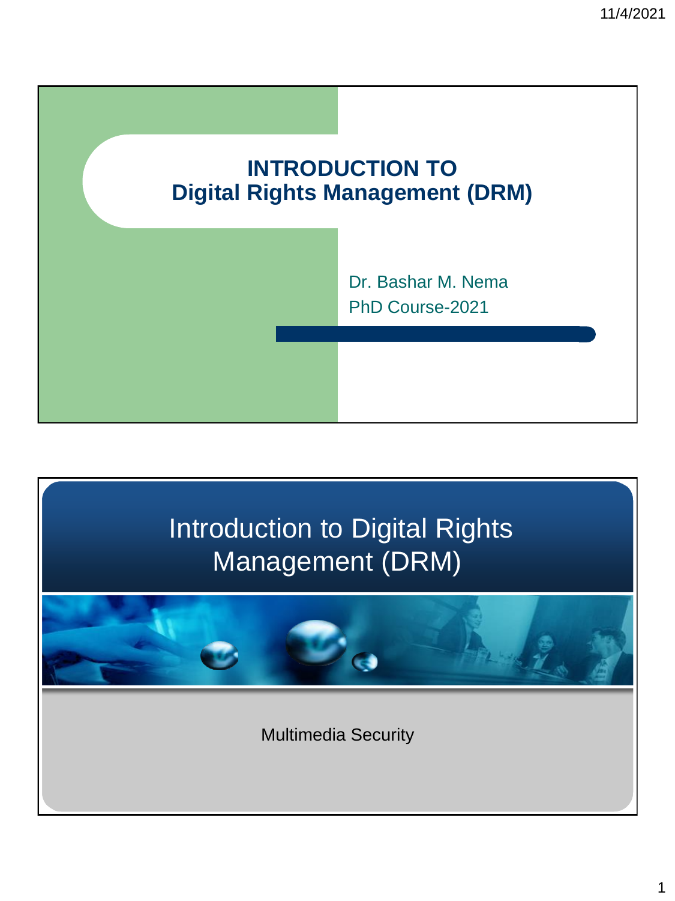# INTRODUCTION TO Digital Rights Management (DRM)

Dr. Bashar M. Nema

PhD Course-2021

# Introduction to Digital Rights Management (DRM)

Multimedia Security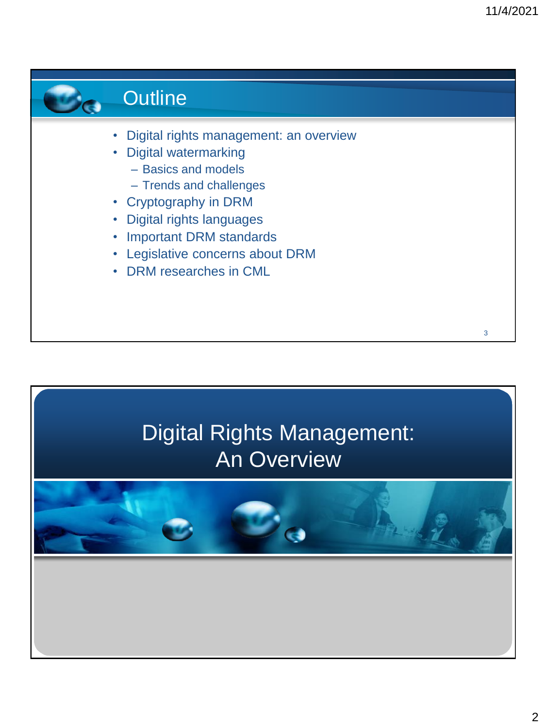# Outline

- Digital rights management: an overview
- Digital watermarking
  - Basics and models
  - Trends and challenges
- Cryptography in DRM
- Digital rights languages
- Important DRM standards
- Legislative concerns about DRM
- DRM researches in CML

# Digital Rights Management: An Overview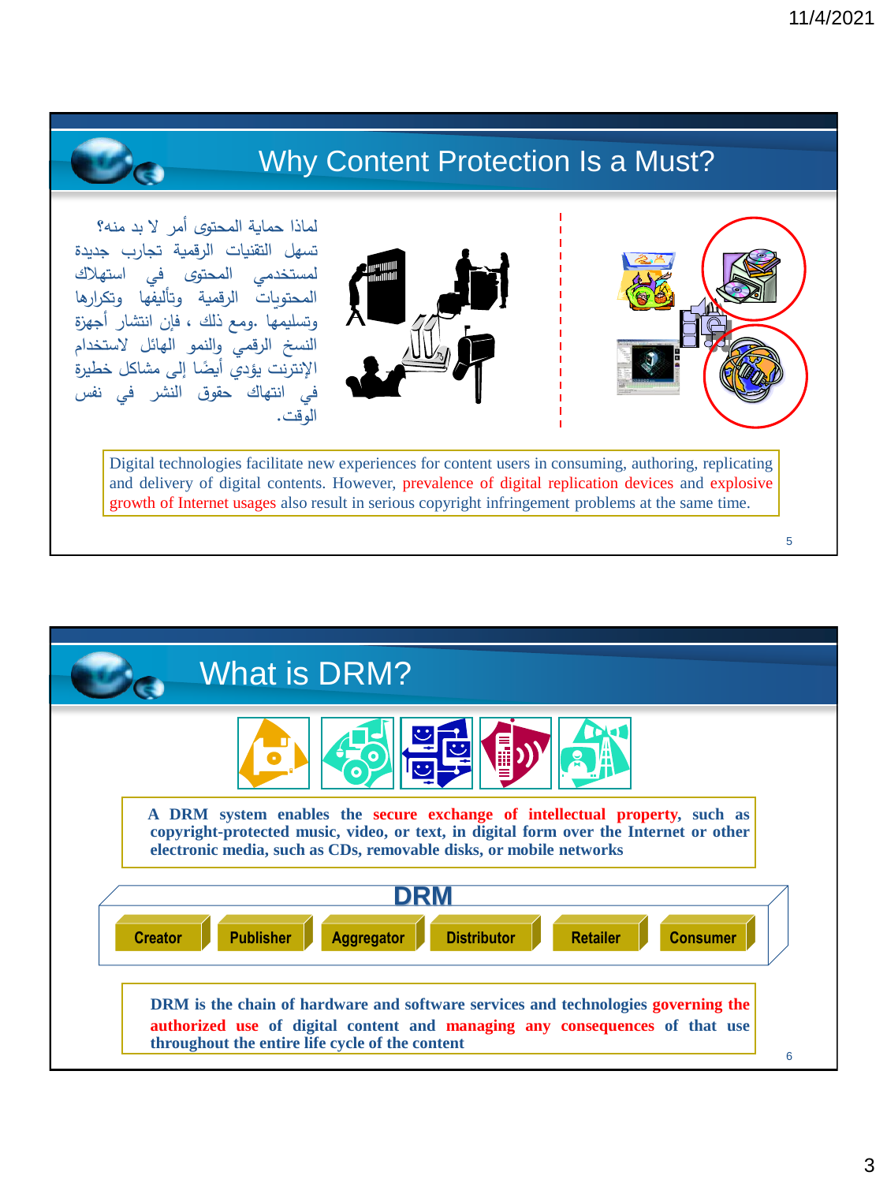## Why Content Protection Is a Must?

لماذا حماية المحتوى أمر لا بد منه؟ تسهل التقنيات الرقمية تجارب جديدة لمستخدمي المحتوى في استهلاك المحتويات الرقمية وتأليفها وتكرارها وتسليمها. ومع ذلك ، فإن انتشار أجهزة النسخ الرقمي والنمو الهائل لاستخدام الإنترنت يؤدي أيضًا إلى مشاكل خطيرة في انتهاك حقوق النشر في نفس الوقت.

Digital technologies facilitate new experiences for content users in consuming, authoring, replicating and delivery of digital contents. However, prevalence of digital replication devices and explosive growth of Internet usages also result in serious copyright infringement problems at the same time.

## What is DRM?

**A DRM system enables the secure exchange of intellectual property, such as copyright-protected music, video, or text, in digital form over the Internet or other electronic media, such as CDs, removable disks, or mobile networks**

**DRM**

| Creator | Publisher | Aggregator | Distributor | Retailer | Consumer |
|---|---|---|---|---|---|

**DRM is the chain of hardware and software services and technologies governing the authorized use of digital content and managing any consequences of that use throughout the entire life cycle of the content**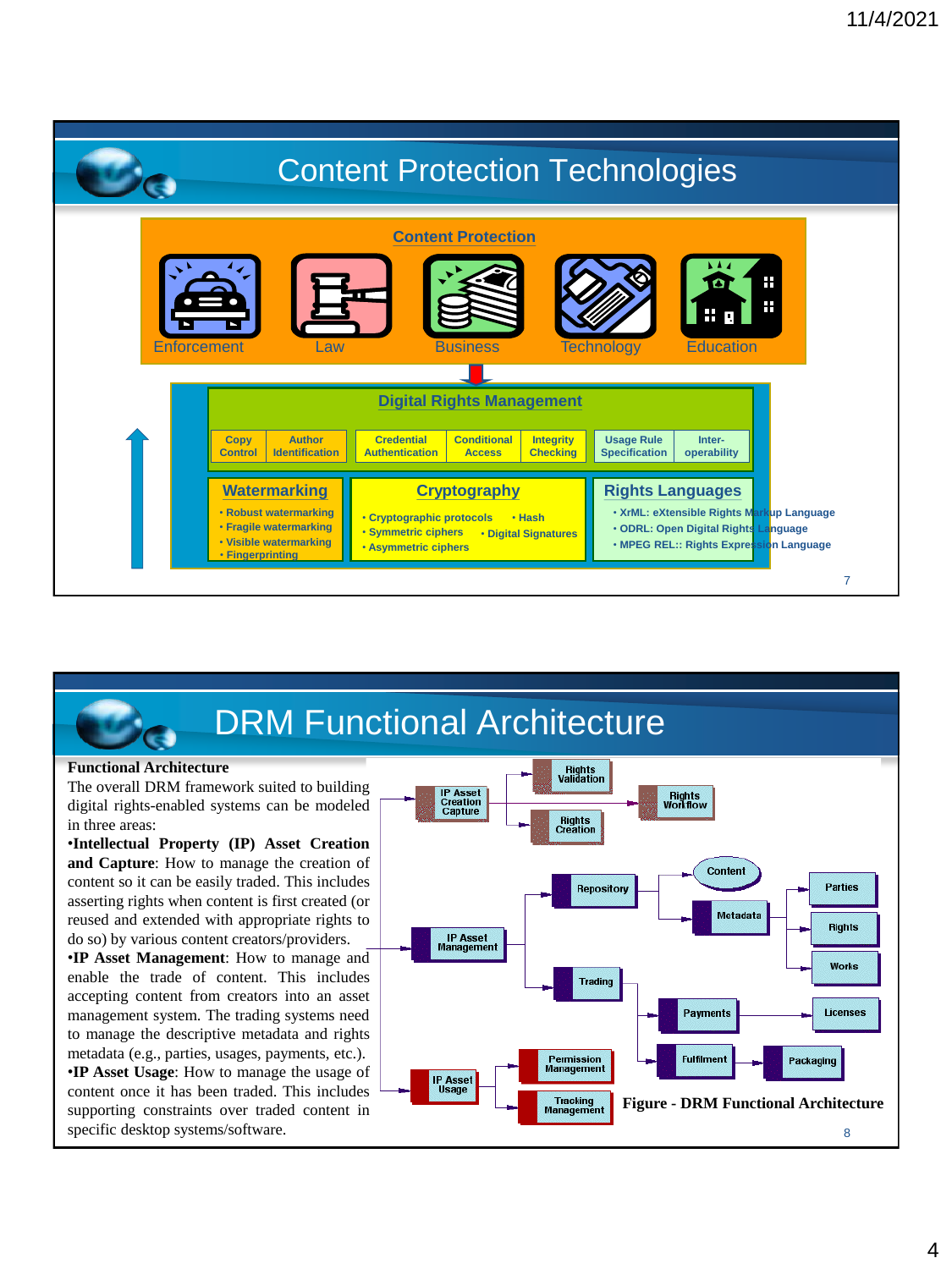# Content Protection Technologies

## Content Protection

Enforcement | Law | Business | Technology | Education

## Digital Rights Management

| Copy Control | Author Identification | Credential Authentication | Conditional Access | Integrity Checking | Usage Rule Specification | Inter-operability |
|---|---|---|---|---|---|---|

### Watermarking

- Robust watermarking
- Fragile watermarking
- Visible watermarking
- Fingerprinting

### Cryptography

- Cryptographic protocols
- Hash
- Symmetric ciphers
- Digital Signatures
- Asymmetric ciphers

### Rights Languages

- XrML: eXtensible Rights Markup Language
- ODRL: Open Digital Rights Language
- MPEG REL:: Rights Expression Language

# DRM Functional Architecture

**Functional Architecture**

The overall DRM framework suited to building digital rights-enabled systems can be modeled in three areas:

•**Intellectual Property (IP) Asset Creation and Capture**: How to manage the creation of content so it can be easily traded. This includes asserting rights when content is first created (or reused and extended with appropriate rights to do so) by various content creators/providers.

•**IP Asset Management**: How to manage and enable the trade of content. This includes accepting content from creators into an asset management system. The trading systems need to manage the descriptive metadata and rights metadata (e.g., parties, usages, payments, etc.).

•**IP Asset Usage**: How to manage the usage of content once it has been traded. This includes supporting constraints over traded content in specific desktop systems/software.

- IP Asset Creation Capture
  - Rights Validation
  - Rights Creation
  - Rights Workflow
- IP Asset Management
  - Repository
    - Content
    - Metadata
      - Parties
      - Rights
      - Works
  - Trading
    - Payments
      - Licenses
    - Fulfilment
      - Packaging
- IP Asset Usage
  - Permission Management
  - Tracking Management

**Figure - DRM Functional Architecture**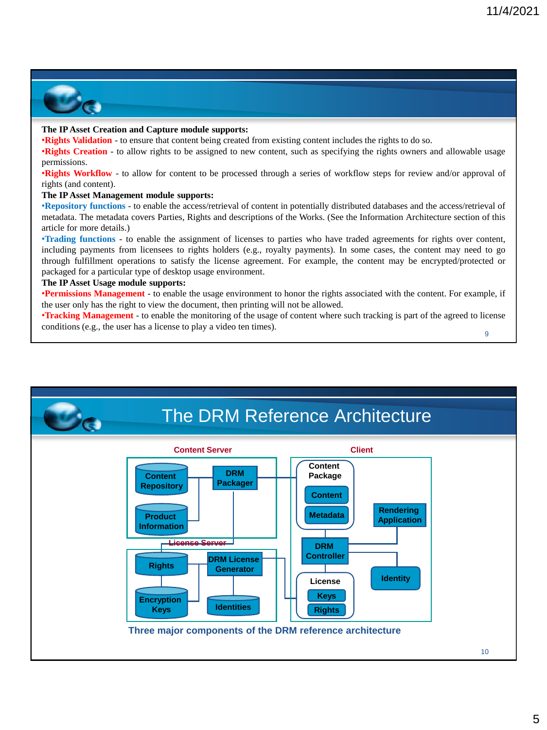**The IP Asset Creation and Capture module supports:**

**•Rights Validation** - to ensure that content being created from existing content includes the rights to do so.

**•Rights Creation** - to allow rights to be assigned to new content, such as specifying the rights owners and allowable usage permissions.

**•Rights Workflow** - to allow for content to be processed through a series of workflow steps for review and/or approval of rights (and content).

**The IP Asset Management module supports:**

**•Repository functions** - to enable the access/retrieval of content in potentially distributed databases and the access/retrieval of metadata. The metadata covers Parties, Rights and descriptions of the Works. (See the Information Architecture section of this article for more details.)

**•Trading functions** - to enable the assignment of licenses to parties who have traded agreements for rights over content, including payments from licensees to rights holders (e.g., royalty payments). In some cases, the content may need to go through fulfillment operations to satisfy the license agreement. For example, the content may be encrypted/protected or packaged for a particular type of desktop usage environment.

**The IP Asset Usage module supports:**

**•Permissions Management** - to enable the usage environment to honor the rights associated with the content. For example, if the user only has the right to view the document, then printing will not be allowed.

**•Tracking Management** - to enable the monitoring of the usage of content where such tracking is part of the agreed to license conditions (e.g., the user has a license to play a video ten times).

# The DRM Reference Architecture

Content Server: Content Repository, Product Information, DRM Packager

License Server: Rights, Encryption Keys, DRM License Generator, Identities

Client: Content Package (Content, Metadata), Rendering Application, DRM Controller, Identity, License (Keys, Rights)

Three major components of the DRM reference architecture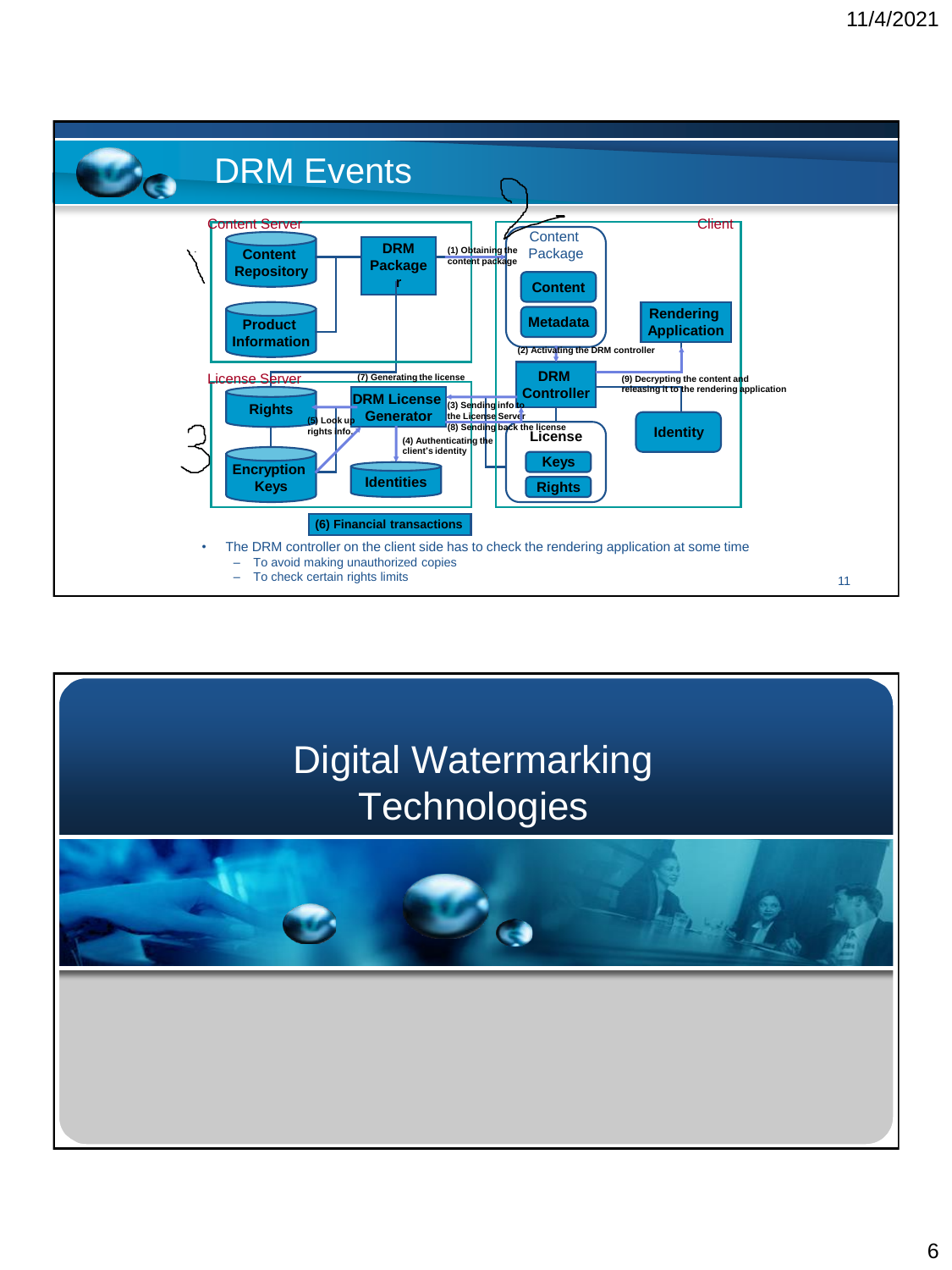## DRM Events

Content Server

- Content Repository
- Product Information
- DRM Packager

License Server

- Rights
- Encryption Keys
- DRM License Generator
- Identities

Client

- Content Package
  - Content
  - Metadata
- Rendering Application
- DRM Controller
- Identity
- License
  - Keys
  - Rights

(1) Obtaining the content package

(2) Activating the DRM controller

(3) Sending info to the License Server

(4) Authenticating the client's identity

(5) Look up rights info.

(6) Financial transactions

(7) Generating the license

(8) Sending back the license

(9) Decrypting the content and releasing it to the rendering application

- The DRM controller on the client side has to check the rendering application at some time
  - To avoid making unauthorized copies
  - To check certain rights limits

## Digital Watermarking Technologies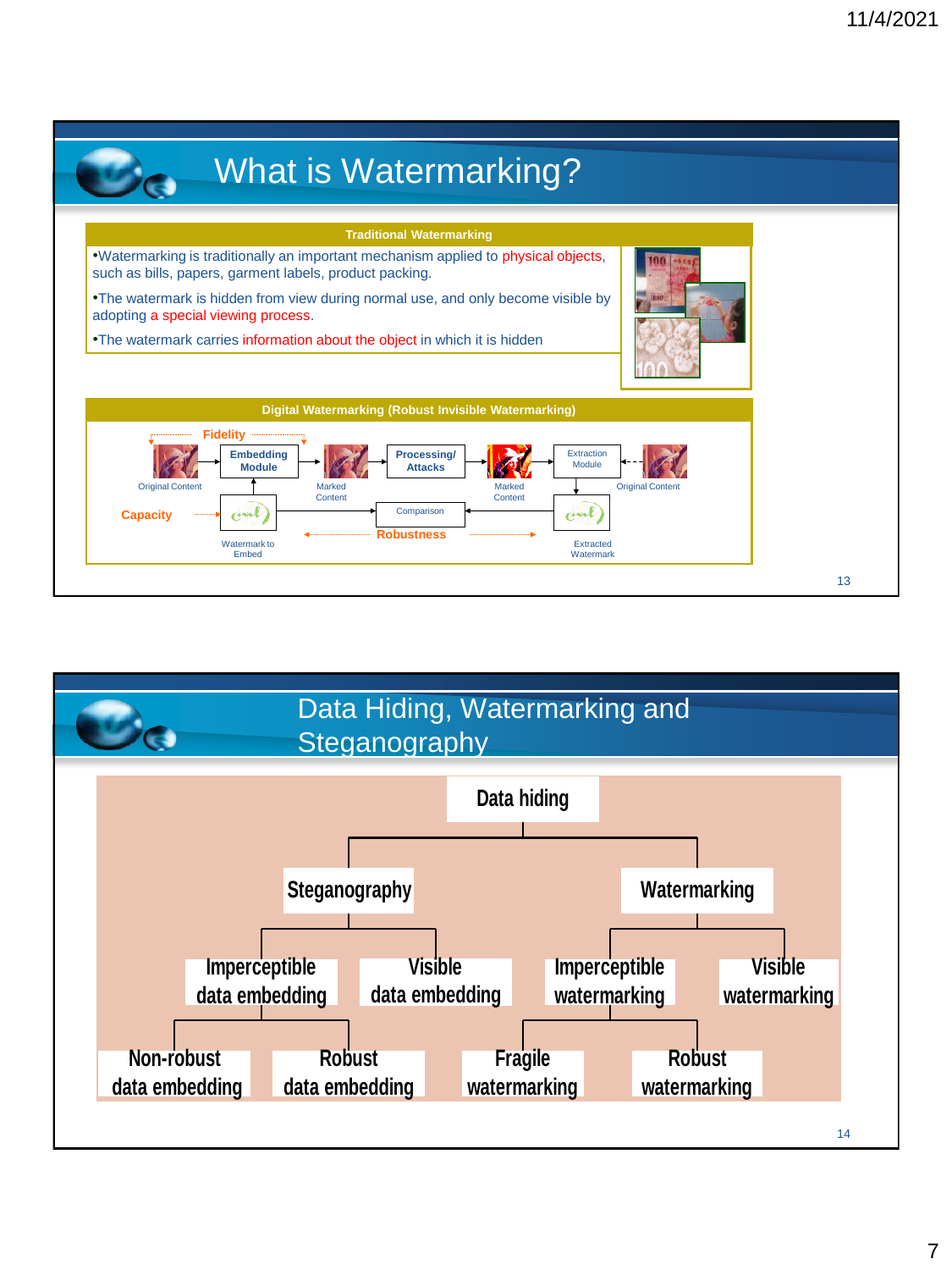## What is Watermarking?

**Traditional Watermarking**

- Watermarking is traditionally an important mechanism applied to physical objects, such as bills, papers, garment labels, product packing.
- The watermark is hidden from view during normal use, and only become visible by adopting a special viewing process.
- The watermark carries information about the object in which it is hidden

**Digital Watermarking (Robust Invisible Watermarking)**

Fidelity

Original Content → Embedding Module → Marked Content → Processing/Attacks → Marked Content → Extraction Module ← Original Content

Capacity

Watermark to Embed → Embedding Module

Extraction Module → Extracted Watermark → Comparison ← Watermark to Embed

Robustness

## Data Hiding, Watermarking and Steganography

- Data hiding
  - Steganography
    - Imperceptible data embedding
      - Non-robust data embedding
      - Robust data embedding
    - Visible data embedding
  - Watermarking
    - Imperceptible watermarking
      - Fragile watermarking
      - Robust watermarking
    - Visible watermarking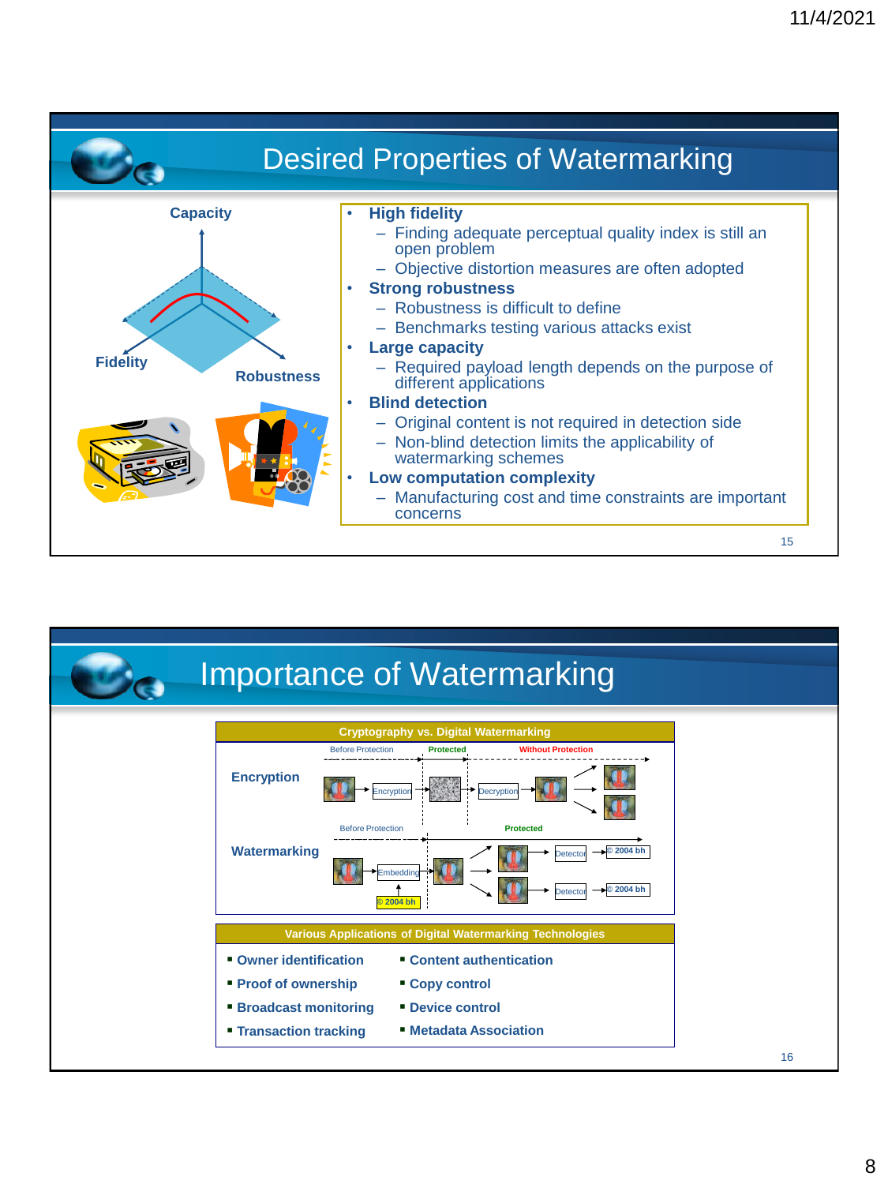## Desired Properties of Watermarking

Capacity

Fidelity

Robustness

- **High fidelity**
  - Finding adequate perceptual quality index is still an open problem
  - Objective distortion measures are often adopted
- **Strong robustness**
  - Robustness is difficult to define
  - Benchmarks testing various attacks exist
- **Large capacity**
  - Required payload length depends on the purpose of different applications
- **Blind detection**
  - Original content is not required in detection side
  - Non-blind detection limits the applicability of watermarking schemes
- **Low computation complexity**
  - Manufacturing cost and time constraints are important concerns

## Importance of Watermarking

**Cryptography vs. Digital Watermarking**

**Encryption**

Before Protection — Protected — Without Protection

Encryption → Decryption

**Watermarking**

Before Protection — Protected

Embedding ← © 2004 bh

Detector → © 2004 bh

Detector → © 2004 bh

**Various Applications of Digital Watermarking Technologies**

- **Owner identification**
- **Proof of ownership**
- **Broadcast monitoring**
- **Transaction tracking**
- **Content authentication**
- **Copy control**
- **Device control**
- **Metadata Association**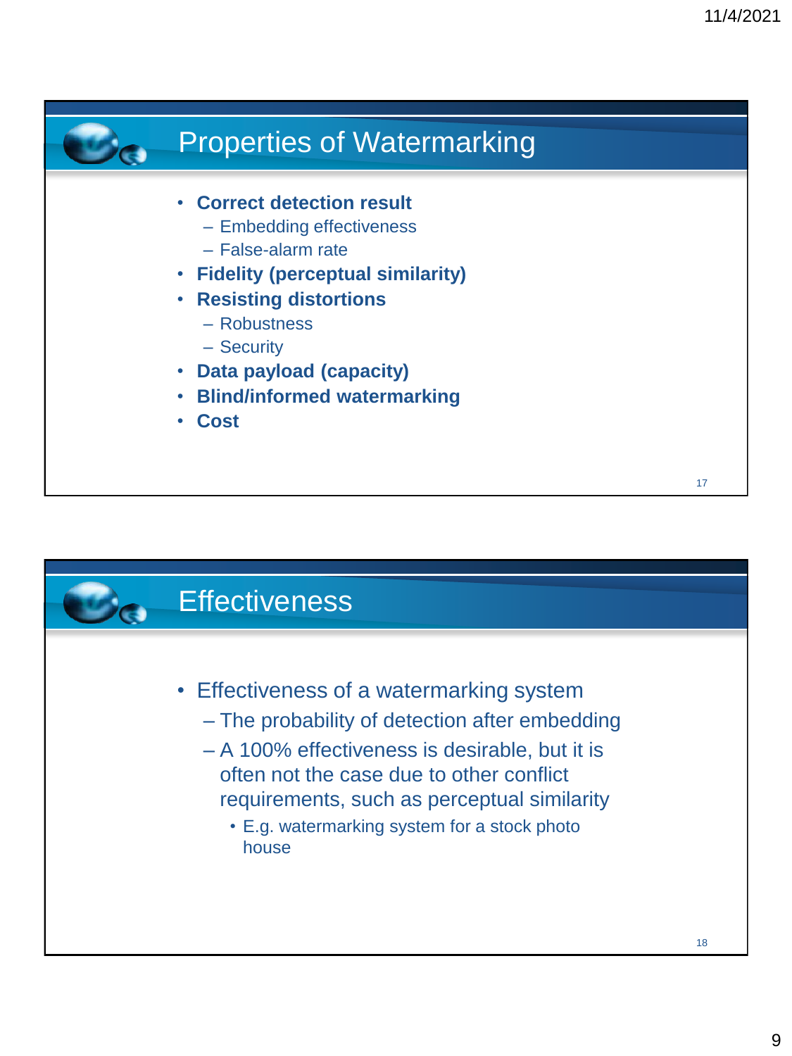## Properties of Watermarking

- **Correct detection result**
  - Embedding effectiveness
  - False-alarm rate
- **Fidelity (perceptual similarity)**
- **Resisting distortions**
  - Robustness
  - Security
- **Data payload (capacity)**
- **Blind/informed watermarking**
- **Cost**

## Effectiveness

- Effectiveness of a watermarking system
  - The probability of detection after embedding
  - A 100% effectiveness is desirable, but it is often not the case due to other conflict requirements, such as perceptual similarity
    - E.g. watermarking system for a stock photo house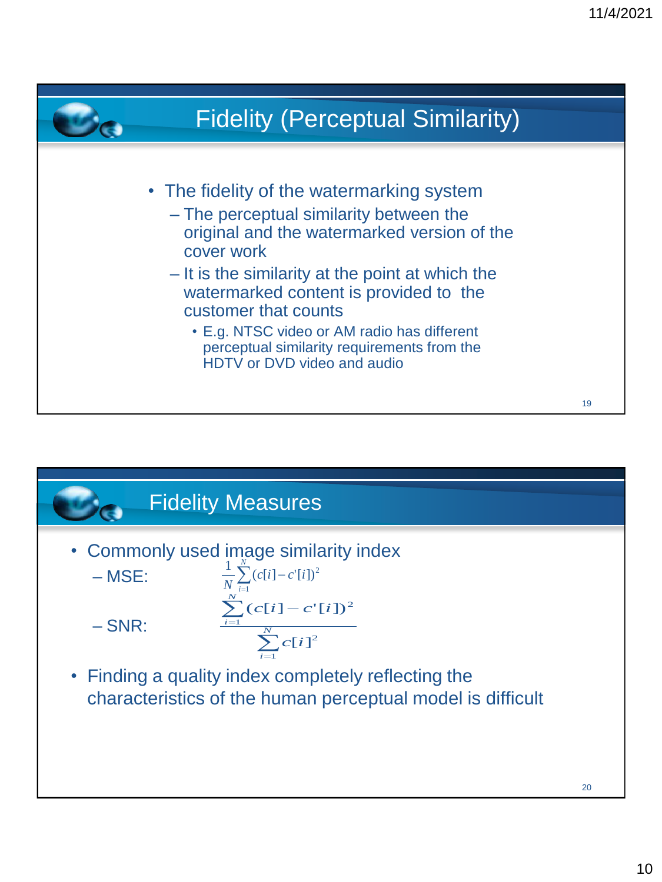## Fidelity (Perceptual Similarity)

- The fidelity of the watermarking system
  - The perceptual similarity between the original and the watermarked version of the cover work
  - It is the similarity at the point at which the watermarked content is provided to the customer that counts
    - E.g. NTSC video or AM radio has different perceptual similarity requirements from the HDTV or DVD video and audio

## Fidelity Measures

- Commonly used image similarity index
  - MSE: $\frac{1}{N}\sum_{i=1}^{N}(c[i]-c'[i])^2$
  - SNR: $\dfrac{\sum_{i=1}^{N}(c[i]-c'[i])^2}{\sum_{i=1}^{N}c[i]^2}$
- Finding a quality index completely reflecting the characteristics of the human perceptual model is difficult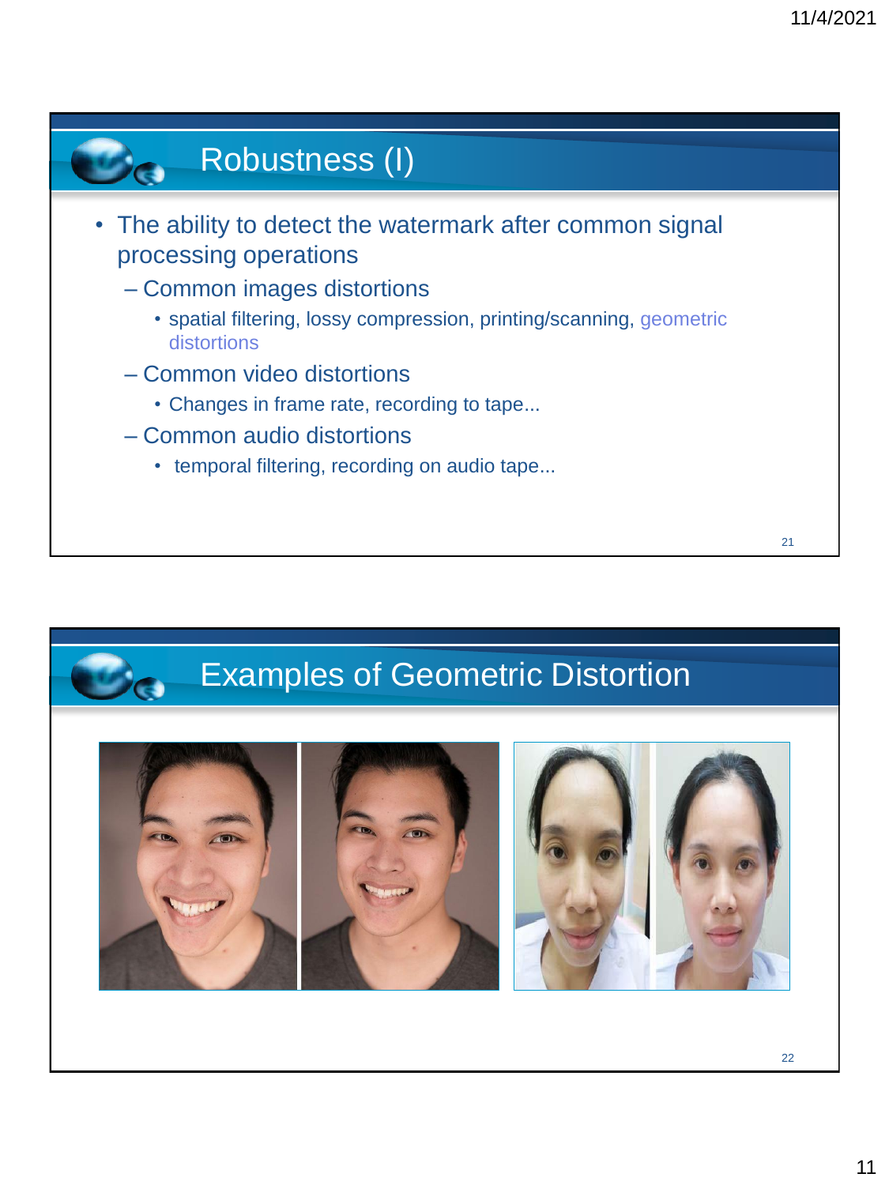## Robustness (I)

- The ability to detect the watermark after common signal processing operations
  - Common images distortions
    - spatial filtering, lossy compression, printing/scanning, geometric distortions
  - Common video distortions
    - Changes in frame rate, recording to tape...
  - Common audio distortions
    - temporal filtering, recording on audio tape...

## Examples of Geometric Distortion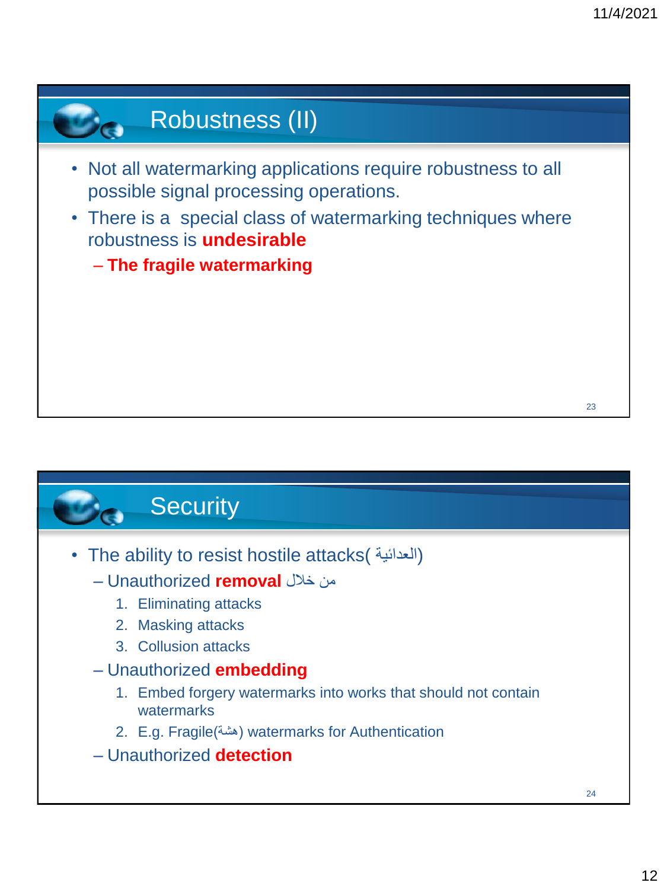## Robustness (II)

- Not all watermarking applications require robustness to all possible signal processing operations.
- There is a special class of watermarking techniques where robustness is **undesirable**
  - **The fragile watermarking**

## Security

- The ability to resist hostile attacks( العدائية)
  - Unauthorized **removal** من خلال
    1. Eliminating attacks
    2. Masking attacks
    3. Collusion attacks
  - Unauthorized **embedding**
    1. Embed forgery watermarks into works that should not contain watermarks
    2. E.g. Fragile(هشة) watermarks for Authentication
  - Unauthorized **detection**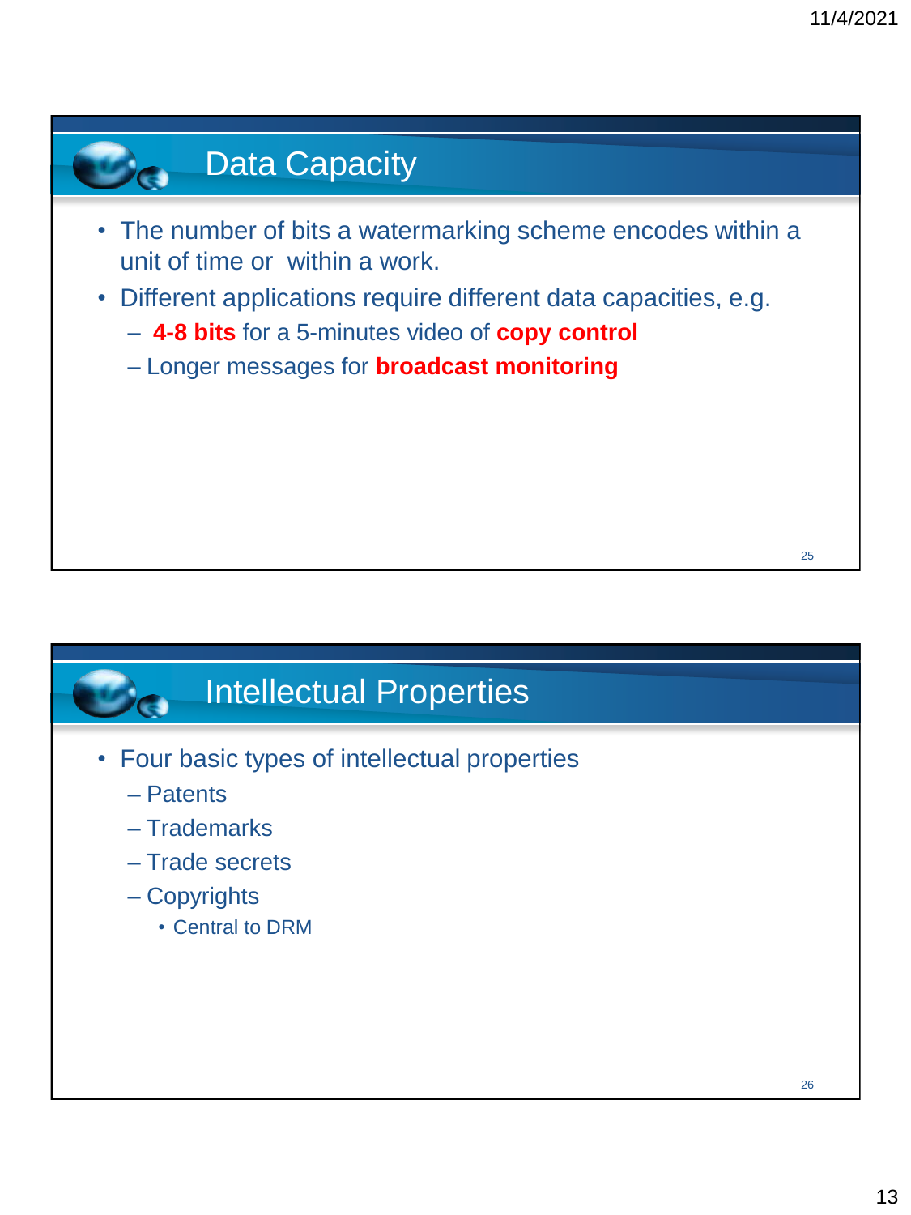## Data Capacity

- The number of bits a watermarking scheme encodes within a unit of time or within a work.
- Different applications require different data capacities, e.g.
  - **4-8 bits** for a 5-minutes video of **copy control**
  - Longer messages for **broadcast monitoring**

## Intellectual Properties

- Four basic types of intellectual properties
  - Patents
  - Trademarks
  - Trade secrets
  - Copyrights
    - Central to DRM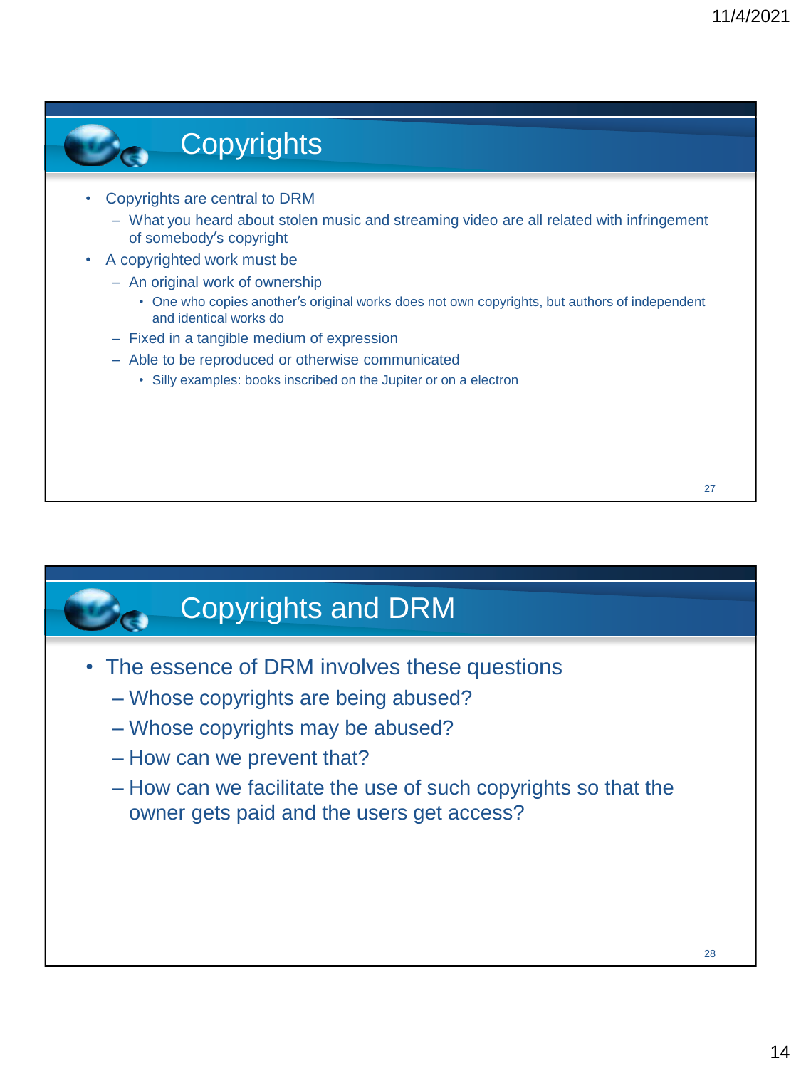## Copyrights

- Copyrights are central to DRM
  - What you heard about stolen music and streaming video are all related with infringement of somebody’s copyright
- A copyrighted work must be
  - An original work of ownership
    - One who copies another’s original works does not own copyrights, but authors of independent and identical works do
  - Fixed in a tangible medium of expression
  - Able to be reproduced or otherwise communicated
    - Silly examples: books inscribed on the Jupiter or on a electron

## Copyrights and DRM

- The essence of DRM involves these questions
  - Whose copyrights are being abused?
  - Whose copyrights may be abused?
  - How can we prevent that?
  - How can we facilitate the use of such copyrights so that the owner gets paid and the users get access?